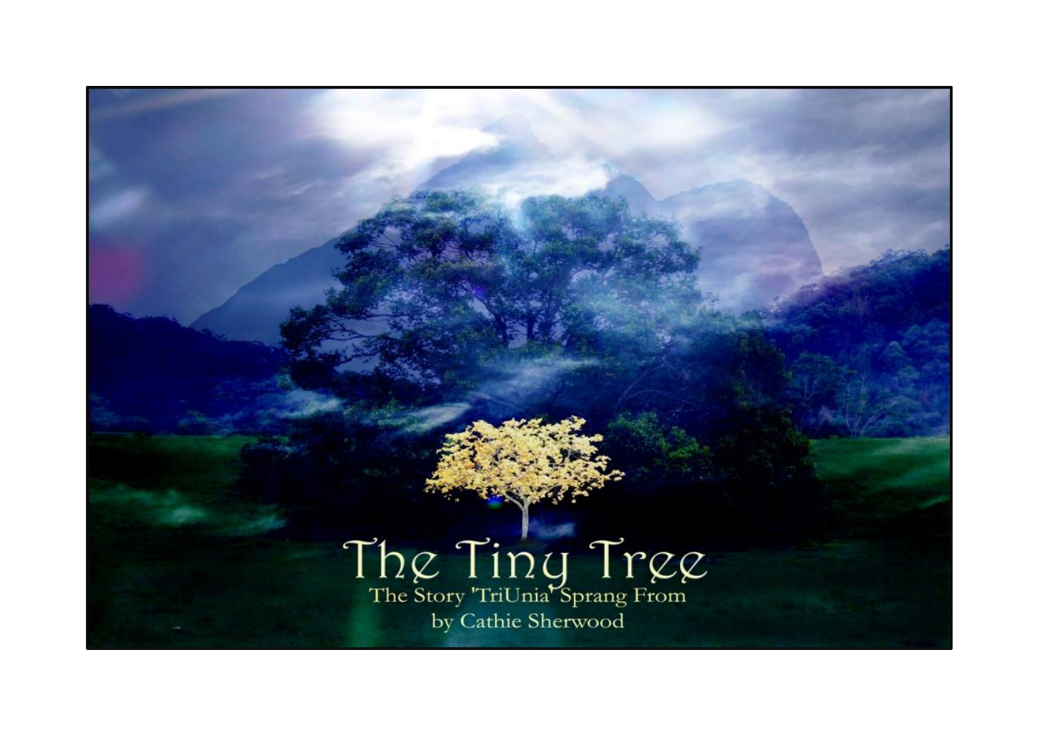# The Tiny Tree

The Story 'TriUnia' Sprang From

by Cathie Sherwood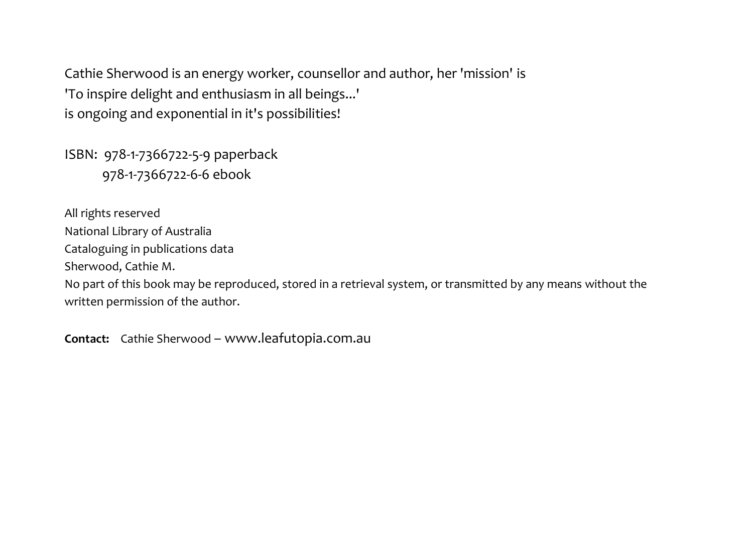Cathie Sherwood is an energy worker, counsellor and author, her 'mission' is
'To inspire delight and enthusiasm in all beings...'
is ongoing and exponential in it's possibilities!

ISBN: 978-1-7366722-5-9 paperback
978-1-7366722-6-6 ebook

All rights reserved
National Library of Australia
Cataloguing in publications data
Sherwood, Cathie M.
No part of this book may be reproduced, stored in a retrieval system, or transmitted by any means without the written permission of the author.

**Contact:** Cathie Sherwood – www.leafutopia.com.au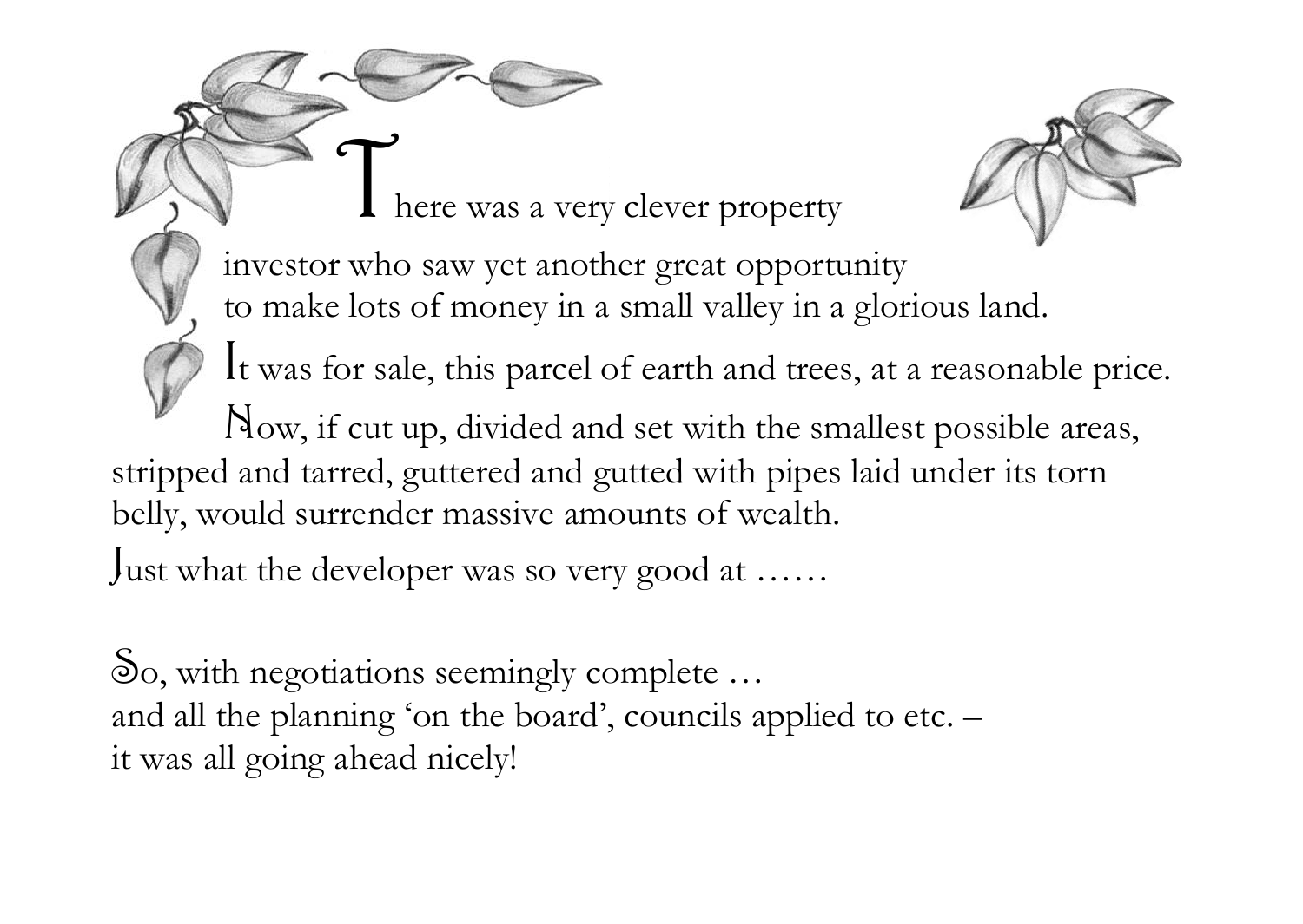There was a very clever property investor who saw yet another great opportunity to make lots of money in a small valley in a glorious land.

It was for sale, this parcel of earth and trees, at a reasonable price.

Now, if cut up, divided and set with the smallest possible areas, stripped and tarred, guttered and gutted with pipes laid under its torn belly, would surrender massive amounts of wealth.

Just what the developer was so very good at ……

So, with negotiations seemingly complete …
and all the planning 'on the board', councils applied to etc. –
it was all going ahead nicely!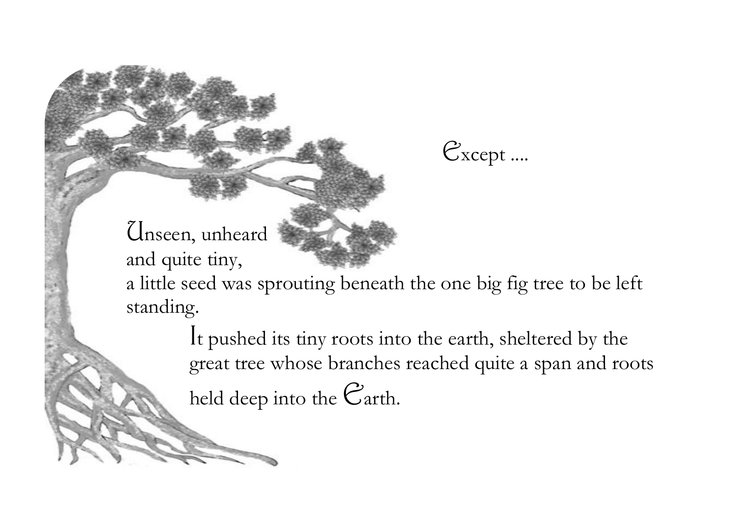Except ....

Unseen, unheard
and quite tiny,
a little seed was sprouting beneath the one big fig tree to be left standing.

It pushed its tiny roots into the earth, sheltered by the great tree whose branches reached quite a span and roots held deep into the Earth.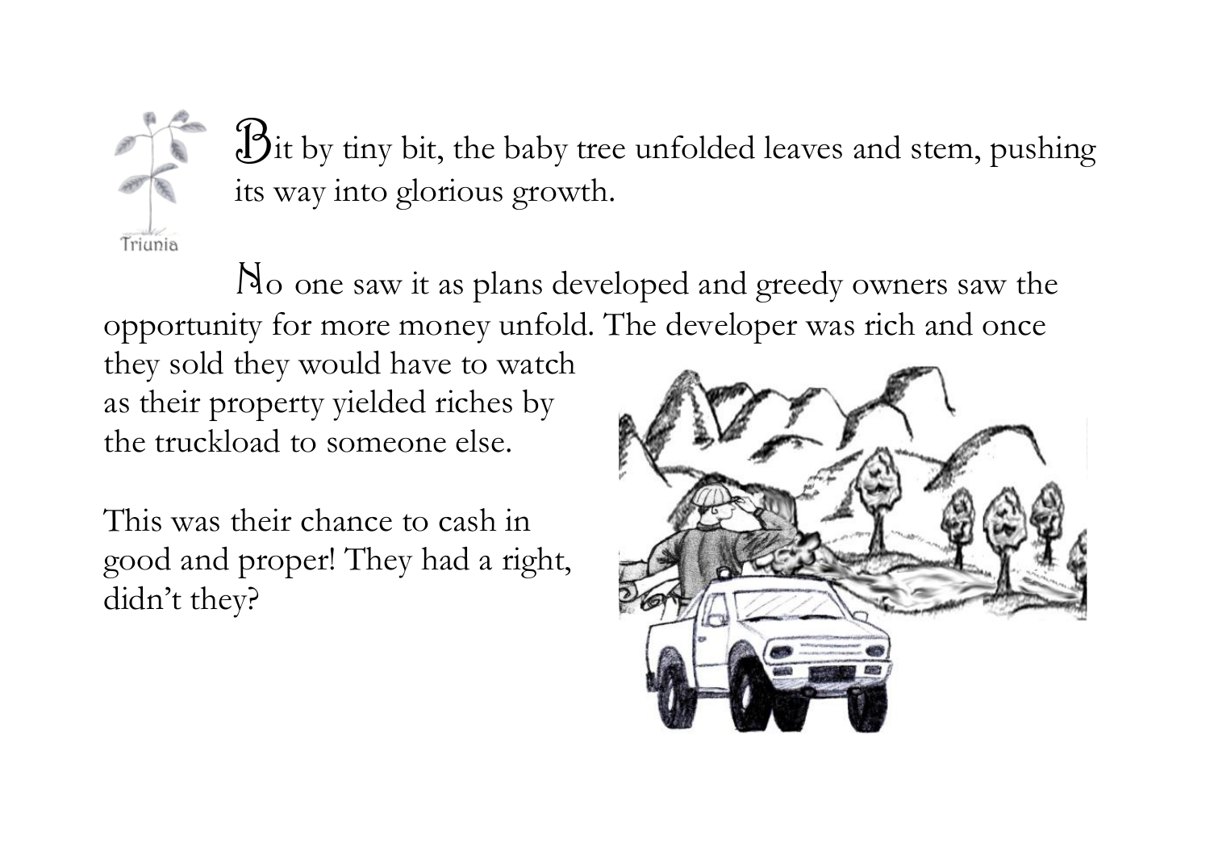Bit by tiny bit, the baby tree unfolded leaves and stem, pushing its way into glorious growth.

No one saw it as plans developed and greedy owners saw the opportunity for more money unfold. The developer was rich and once they sold they would have to watch as their property yielded riches by the truckload to someone else.

This was their chance to cash in good and proper! They had a right, didn't they?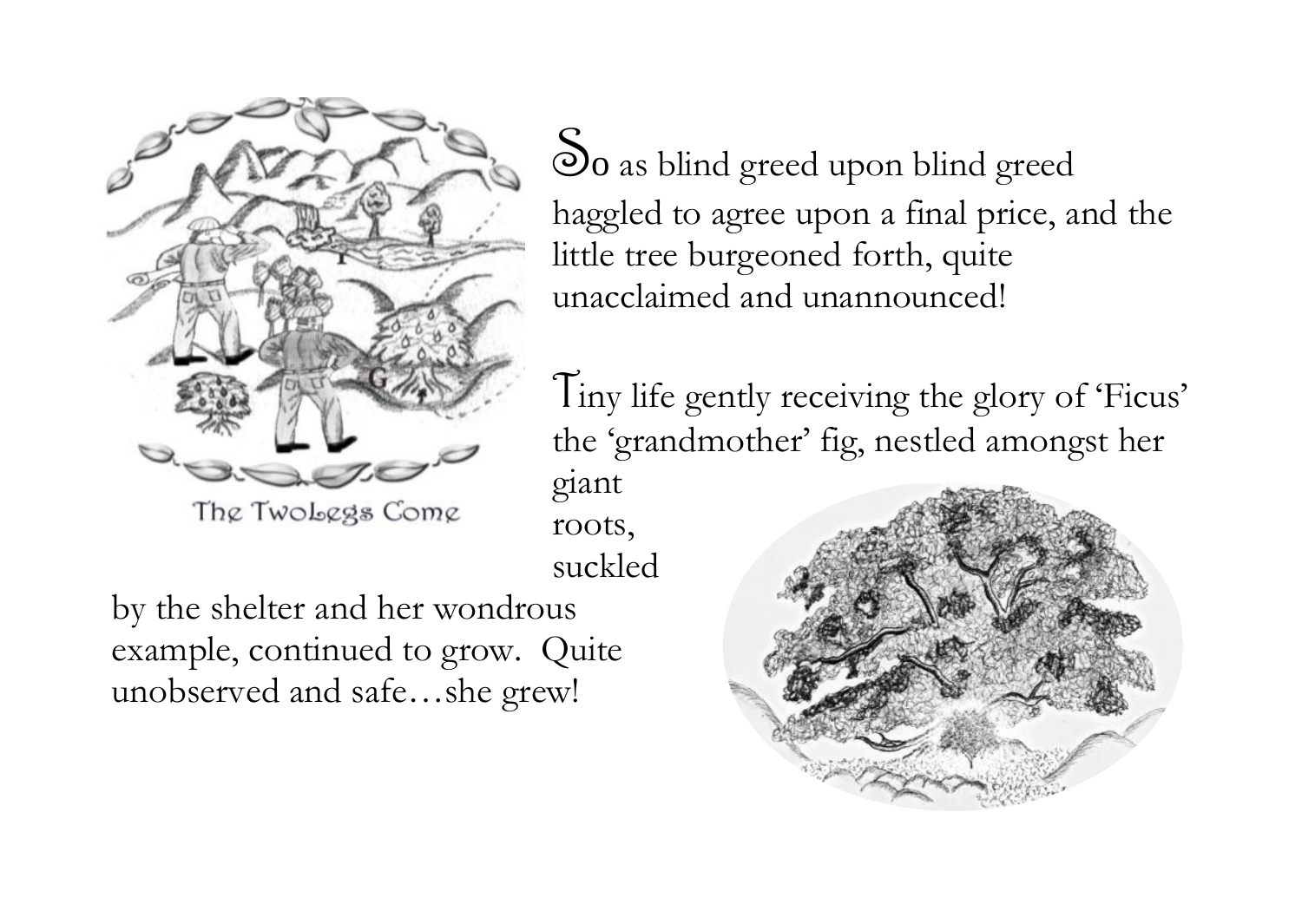The TwoLegs Come

So as blind greed upon blind greed haggled to agree upon a final price, and the little tree burgeoned forth, quite unacclaimed and unannounced!

Tiny life gently receiving the glory of 'Ficus' the 'grandmother' fig, nestled amongst her giant roots, suckled by the shelter and her wondrous example, continued to grow. Quite unobserved and safe…she grew!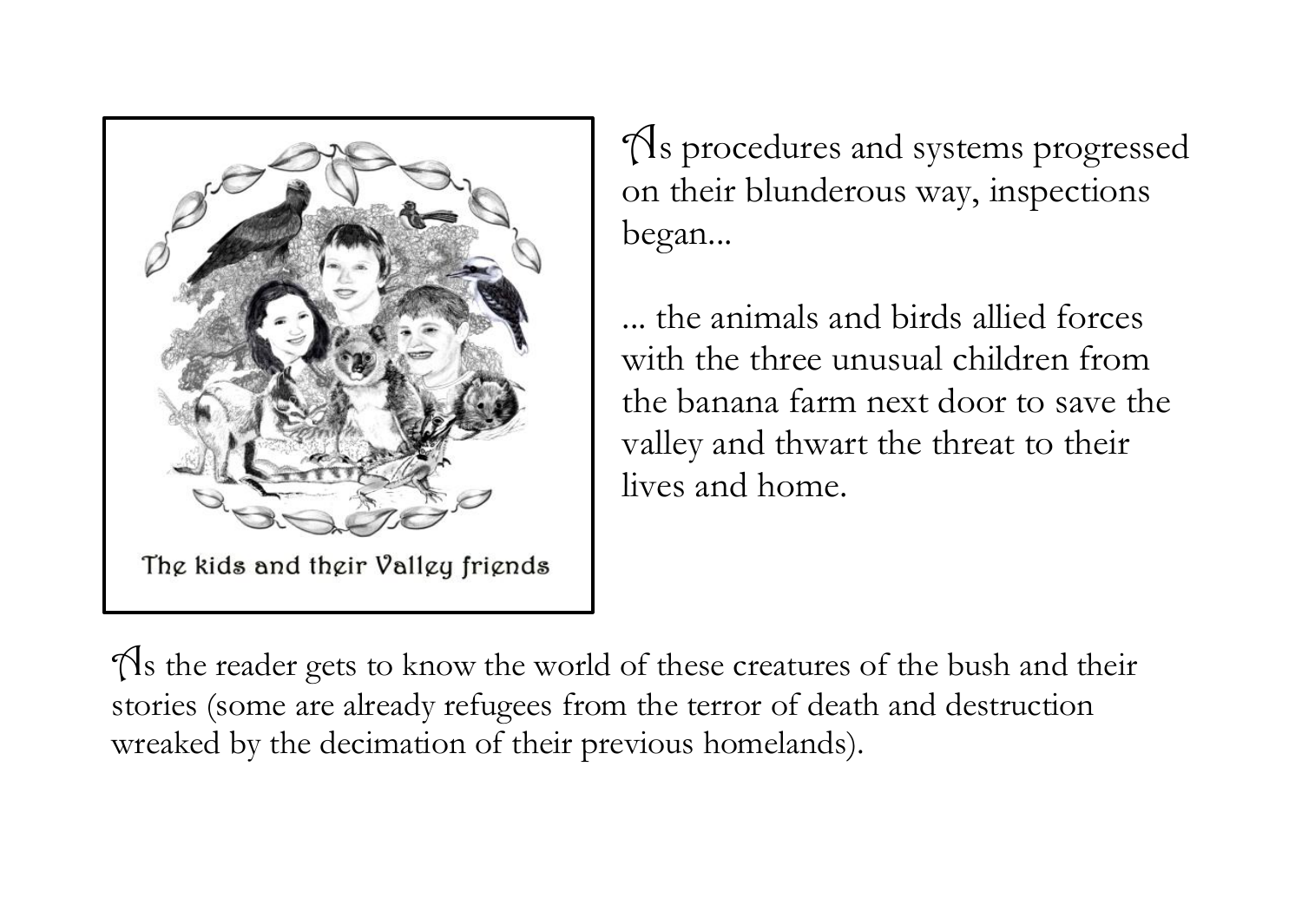The kids and their Valley friends

As procedures and systems progressed on their blunderous way, inspections began...

... the animals and birds allied forces with the three unusual children from the banana farm next door to save the valley and thwart the threat to their lives and home.

As the reader gets to know the world of these creatures of the bush and their stories (some are already refugees from the terror of death and destruction wreaked by the decimation of their previous homelands).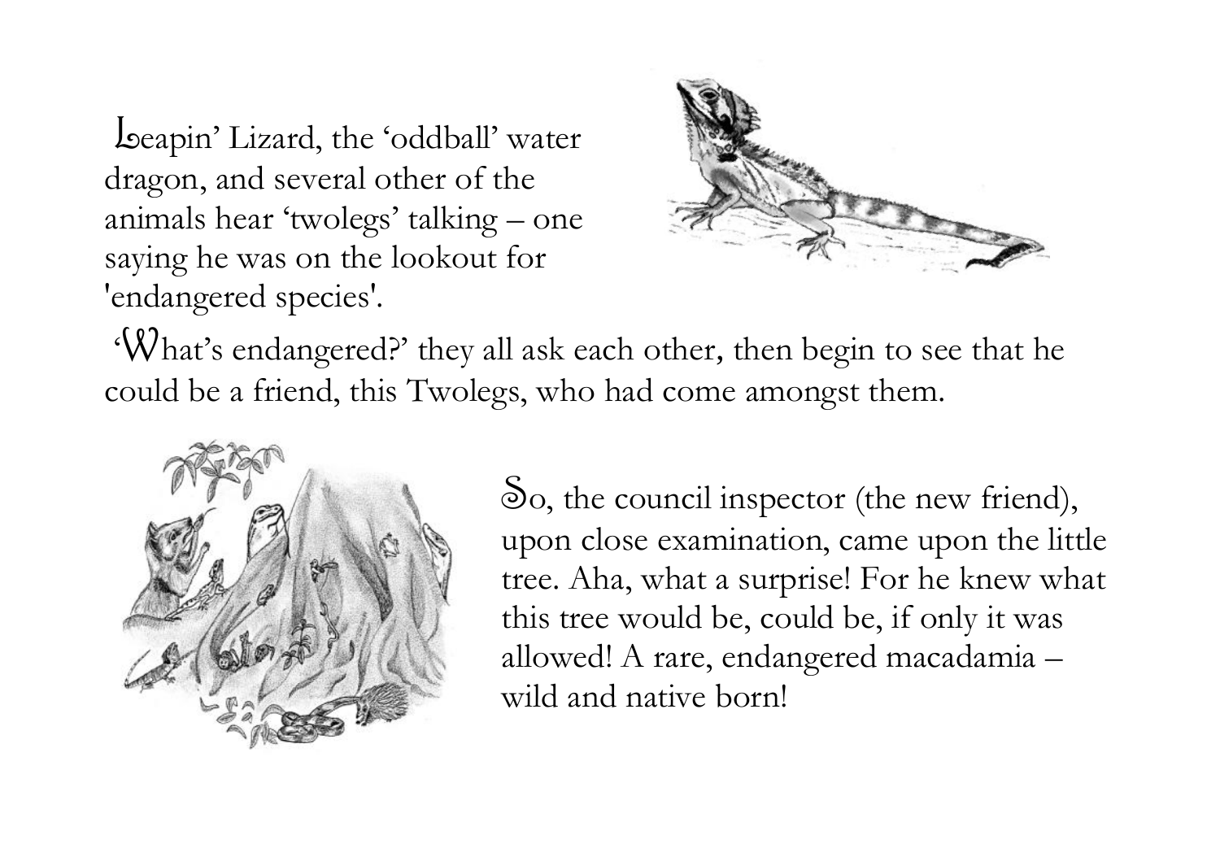Leapin' Lizard, the 'oddball' water dragon, and several other of the animals hear 'twolegs' talking – one saying he was on the lookout for 'endangered species'.

'What's endangered?' they all ask each other, then begin to see that he could be a friend, this Twolegs, who had come amongst them.

So, the council inspector (the new friend), upon close examination, came upon the little tree. Aha, what a surprise! For he knew what this tree would be, could be, if only it was allowed! A rare, endangered macadamia – wild and native born!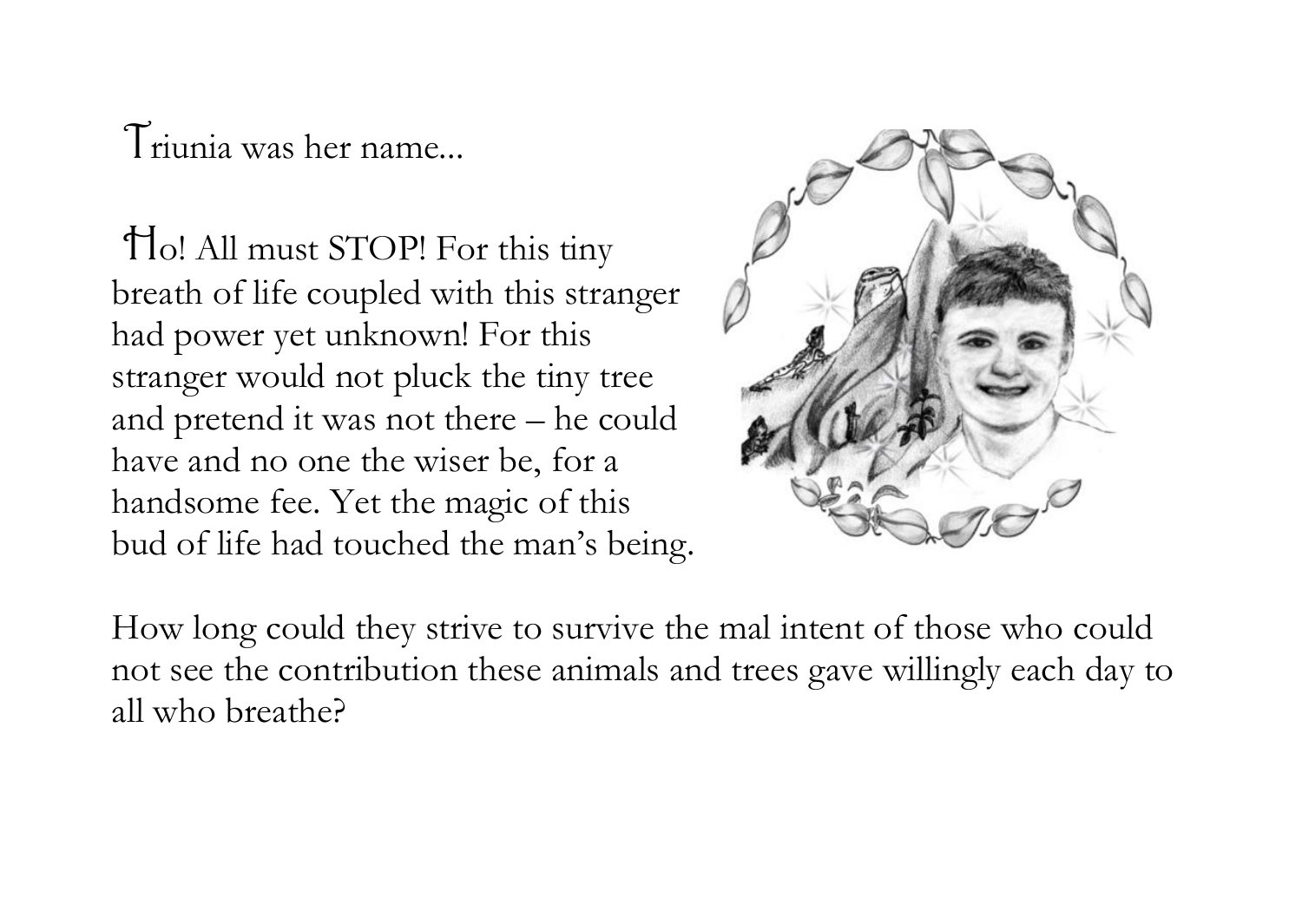Triunia was her name...

Ho! All must STOP! For this tiny breath of life coupled with this stranger had power yet unknown! For this stranger would not pluck the tiny tree and pretend it was not there – he could have and no one the wiser be, for a handsome fee. Yet the magic of this bud of life had touched the man's being.

How long could they strive to survive the mal intent of those who could not see the contribution these animals and trees gave willingly each day to all who breathe?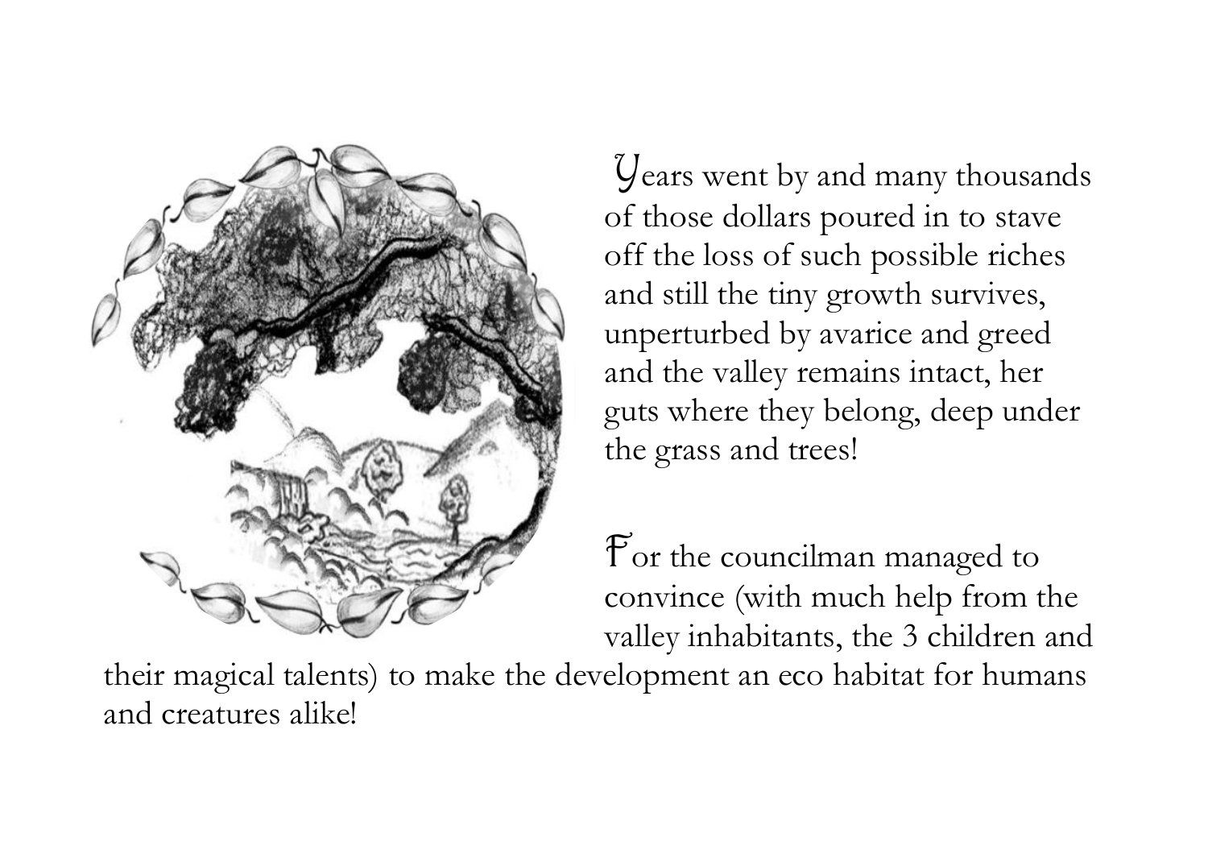Years went by and many thousands of those dollars poured in to stave off the loss of such possible riches and still the tiny growth survives, unperturbed by avarice and greed and the valley remains intact, her guts where they belong, deep under the grass and trees!

For the councilman managed to convince (with much help from the valley inhabitants, the 3 children and their magical talents) to make the development an eco habitat for humans and creatures alike!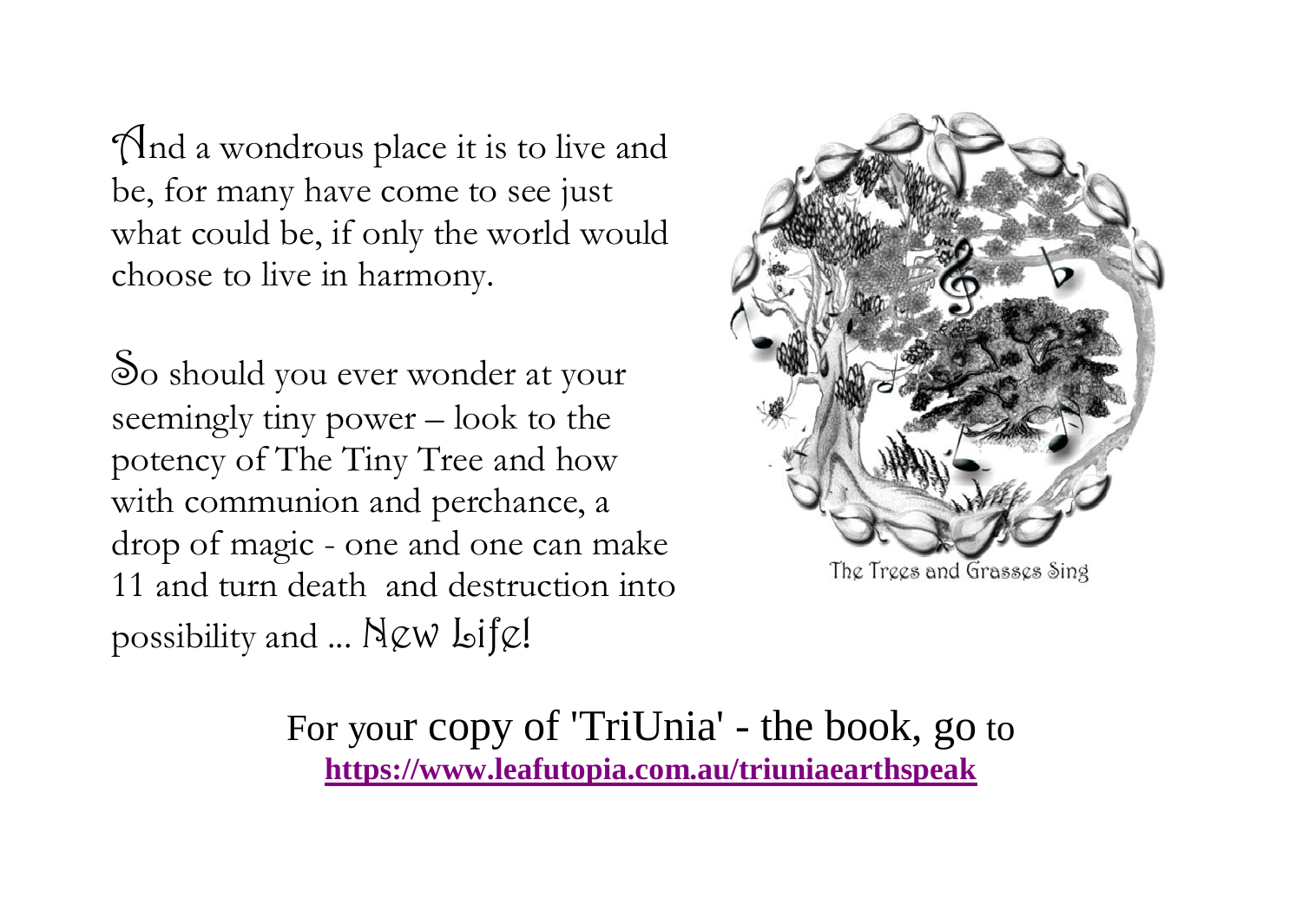And a wondrous place it is to live and be, for many have come to see just what could be, if only the world would choose to live in harmony.

So should you ever wonder at your seemingly tiny power – look to the potency of The Tiny Tree and how with communion and perchance, a drop of magic - one and one can make 11 and turn death and destruction into possibility and ... New Life!

The Trees and Grasses Sing

For your copy of 'TriUnia' - the book, go to
**https://www.leafutopia.com.au/triuniaearthspeak**